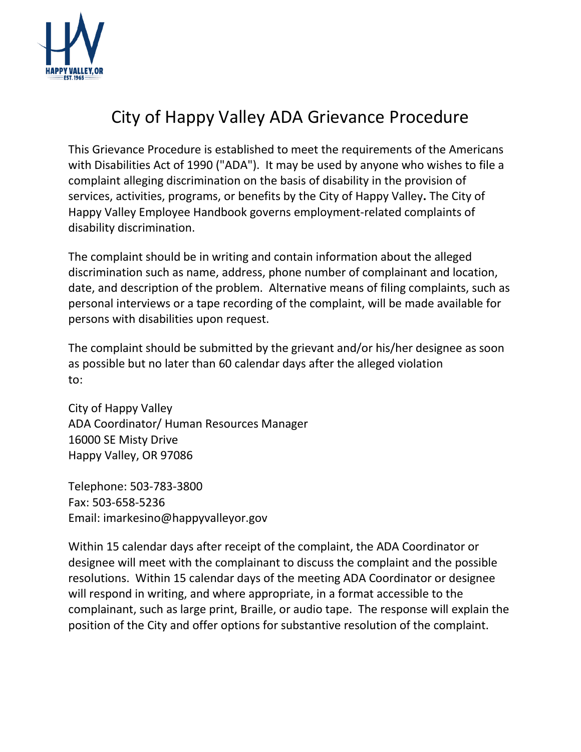# City of Happy Valley ADA Grievance Procedure

This Grievance Procedure is established to meet the requirements of the Americans with Disabilities Act of 1990 ("ADA"). It may be used by anyone who wishes to file a complaint alleging discrimination on the basis of disability in the provision of services, activities, programs, or benefits by the City of Happy Valley**.** The City of Happy Valley Employee Handbook governs employment-related complaints of disability discrimination.

The complaint should be in writing and contain information about the alleged discrimination such as name, address, phone number of complainant and location, date, and description of the problem. Alternative means of filing complaints, such as personal interviews or a tape recording of the complaint, will be made available for persons with disabilities upon request.

The complaint should be submitted by the grievant and/or his/her designee as soon as possible but no later than 60 calendar days after the alleged violation to:

City of Happy Valley
ADA Coordinator/ Human Resources Manager
16000 SE Misty Drive
Happy Valley, OR 97086

Telephone: 503-783-3800
Fax: 503-658-5236
Email: imarkesino@happyvalleyor.gov

Within 15 calendar days after receipt of the complaint, the ADA Coordinator or designee will meet with the complainant to discuss the complaint and the possible resolutions. Within 15 calendar days of the meeting ADA Coordinator or designee will respond in writing, and where appropriate, in a format accessible to the complainant, such as large print, Braille, or audio tape. The response will explain the position of the City and offer options for substantive resolution of the complaint.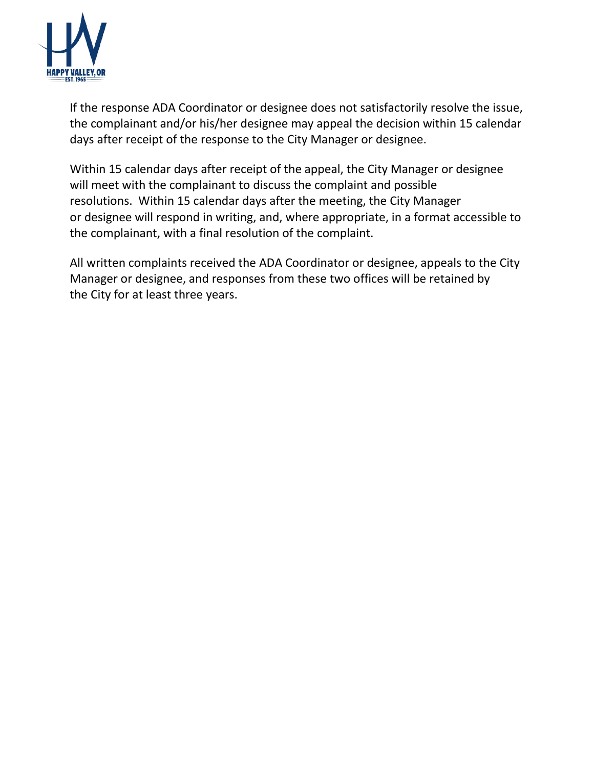If the response ADA Coordinator or designee does not satisfactorily resolve the issue, the complainant and/or his/her designee may appeal the decision within 15 calendar days after receipt of the response to the City Manager or designee.

Within 15 calendar days after receipt of the appeal, the City Manager or designee will meet with the complainant to discuss the complaint and possible resolutions. Within 15 calendar days after the meeting, the City Manager or designee will respond in writing, and, where appropriate, in a format accessible to the complainant, with a final resolution of the complaint.

All written complaints received the ADA Coordinator or designee, appeals to the City Manager or designee, and responses from these two offices will be retained by the City for at least three years.